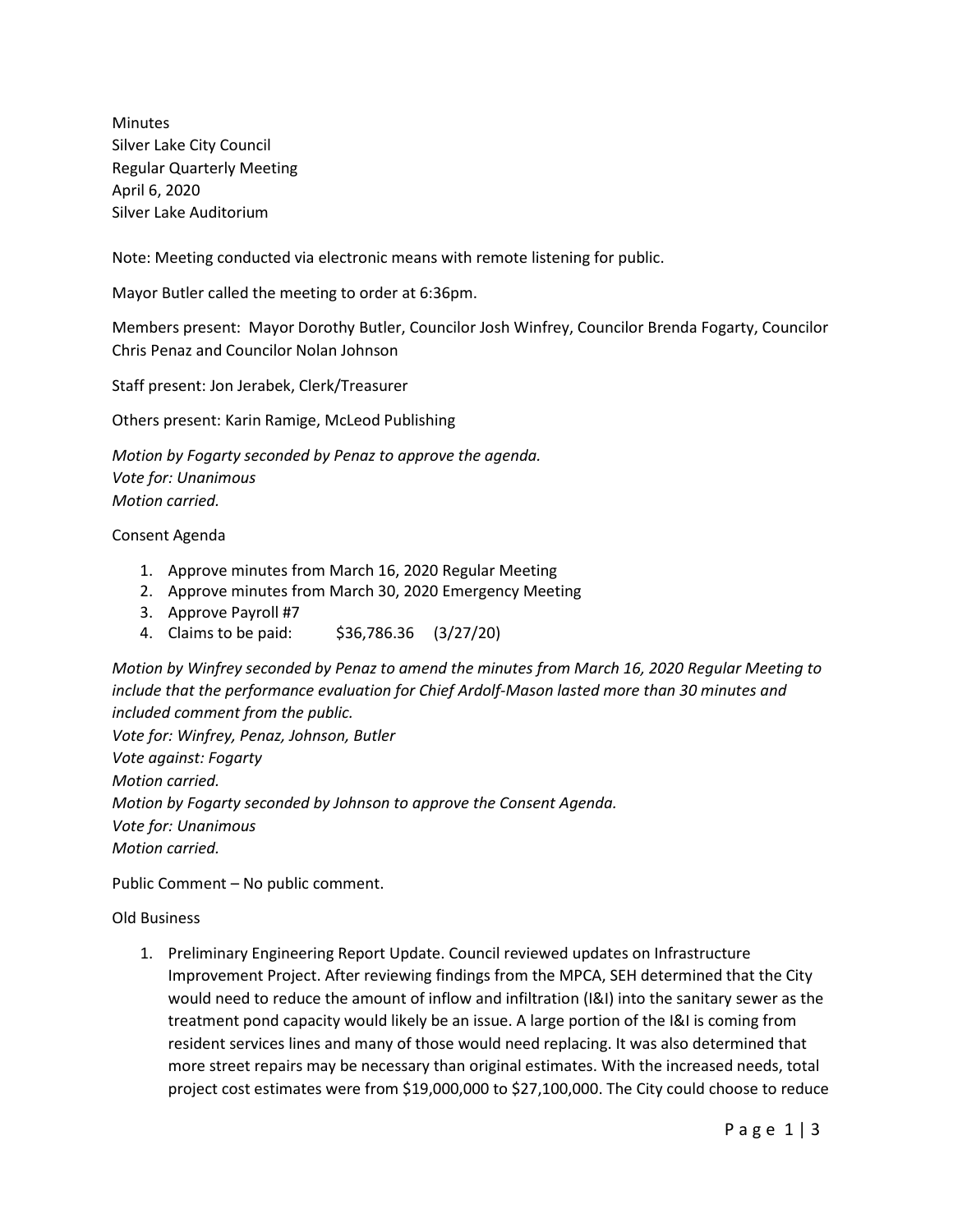Minutes
Silver Lake City Council
Regular Quarterly Meeting
April 6, 2020
Silver Lake Auditorium

Note: Meeting conducted via electronic means with remote listening for public.

Mayor Butler called the meeting to order at 6:36pm.

Members present: Mayor Dorothy Butler, Councilor Josh Winfrey, Councilor Brenda Fogarty, Councilor Chris Penaz and Councilor Nolan Johnson

Staff present: Jon Jerabek, Clerk/Treasurer

Others present: Karin Ramige, McLeod Publishing

*Motion by Fogarty seconded by Penaz to approve the agenda.*
*Vote for: Unanimous*
*Motion carried.*

Consent Agenda

1. Approve minutes from March 16, 2020 Regular Meeting
2. Approve minutes from March 30, 2020 Emergency Meeting
3. Approve Payroll #7
4. Claims to be paid: $36,786.36 (3/27/20)

*Motion by Winfrey seconded by Penaz to amend the minutes from March 16, 2020 Regular Meeting to include that the performance evaluation for Chief Ardolf-Mason lasted more than 30 minutes and included comment from the public.*
*Vote for: Winfrey, Penaz, Johnson, Butler*
*Vote against: Fogarty*
*Motion carried.*
*Motion by Fogarty seconded by Johnson to approve the Consent Agenda.*
*Vote for: Unanimous*
*Motion carried.*

Public Comment – No public comment.

Old Business

1. Preliminary Engineering Report Update. Council reviewed updates on Infrastructure Improvement Project. After reviewing findings from the MPCA, SEH determined that the City would need to reduce the amount of inflow and infiltration (I&I) into the sanitary sewer as the treatment pond capacity would likely be an issue. A large portion of the I&I is coming from resident services lines and many of those would need replacing. It was also determined that more street repairs may be necessary than original estimates. With the increased needs, total project cost estimates were from $19,000,000 to $27,100,000. The City could choose to reduce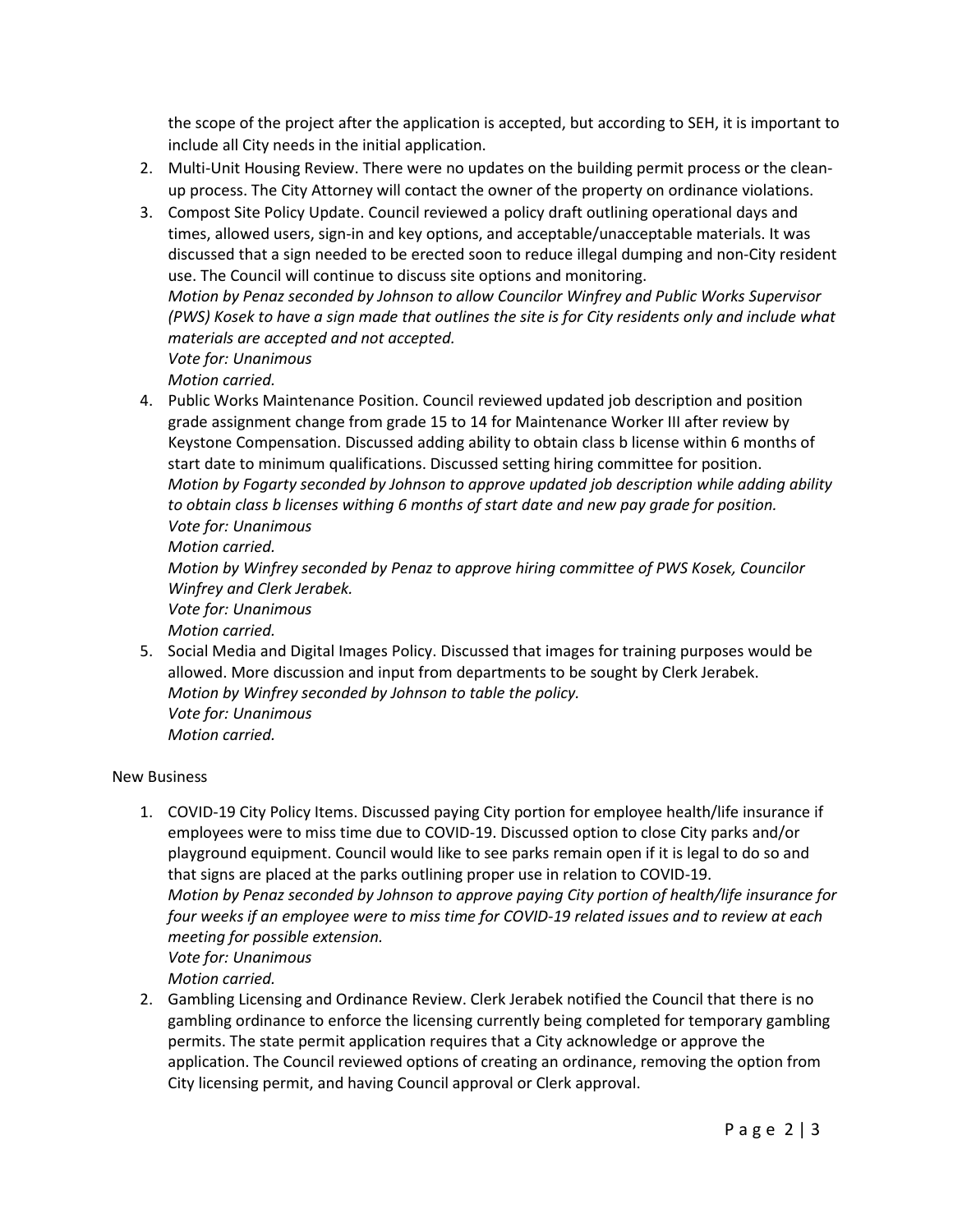the scope of the project after the application is accepted, but according to SEH, it is important to include all City needs in the initial application.

2. Multi-Unit Housing Review. There were no updates on the building permit process or the clean-up process. The City Attorney will contact the owner of the property on ordinance violations.
3. Compost Site Policy Update. Council reviewed a policy draft outlining operational days and times, allowed users, sign-in and key options, and acceptable/unacceptable materials. It was discussed that a sign needed to be erected soon to reduce illegal dumping and non-City resident use. The Council will continue to discuss site options and monitoring.
   *Motion by Penaz seconded by Johnson to allow Councilor Winfrey and Public Works Supervisor (PWS) Kosek to have a sign made that outlines the site is for City residents only and include what materials are accepted and not accepted.*
   *Vote for: Unanimous*
   *Motion carried.*
4. Public Works Maintenance Position. Council reviewed updated job description and position grade assignment change from grade 15 to 14 for Maintenance Worker III after review by Keystone Compensation. Discussed adding ability to obtain class b license within 6 months of start date to minimum qualifications. Discussed setting hiring committee for position.
   *Motion by Fogarty seconded by Johnson to approve updated job description while adding ability to obtain class b licenses withing 6 months of start date and new pay grade for position.*
   *Vote for: Unanimous*
   *Motion carried.*
   *Motion by Winfrey seconded by Penaz to approve hiring committee of PWS Kosek, Councilor Winfrey and Clerk Jerabek.*
   *Vote for: Unanimous*
   *Motion carried.*
5. Social Media and Digital Images Policy. Discussed that images for training purposes would be allowed. More discussion and input from departments to be sought by Clerk Jerabek.
   *Motion by Winfrey seconded by Johnson to table the policy.*
   *Vote for: Unanimous*
   *Motion carried.*

New Business

1. COVID-19 City Policy Items. Discussed paying City portion for employee health/life insurance if employees were to miss time due to COVID-19. Discussed option to close City parks and/or playground equipment. Council would like to see parks remain open if it is legal to do so and that signs are placed at the parks outlining proper use in relation to COVID-19.
   *Motion by Penaz seconded by Johnson to approve paying City portion of health/life insurance for four weeks if an employee were to miss time for COVID-19 related issues and to review at each meeting for possible extension.*
   *Vote for: Unanimous*
   *Motion carried.*
2. Gambling Licensing and Ordinance Review. Clerk Jerabek notified the Council that there is no gambling ordinance to enforce the licensing currently being completed for temporary gambling permits. The state permit application requires that a City acknowledge or approve the application. The Council reviewed options of creating an ordinance, removing the option from City licensing permit, and having Council approval or Clerk approval.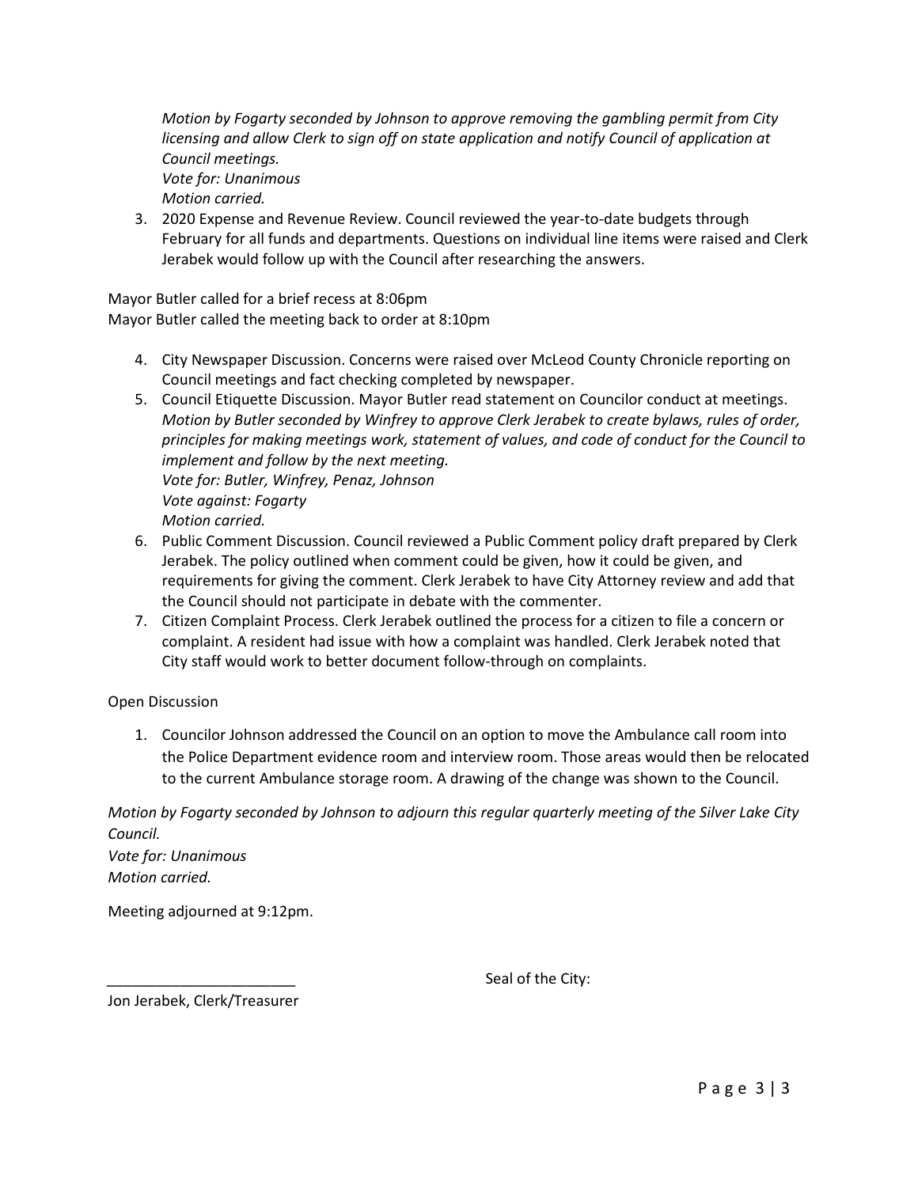*Motion by Fogarty seconded by Johnson to approve removing the gambling permit from City licensing and allow Clerk to sign off on state application and notify Council of application at Council meetings.*
*Vote for: Unanimous*
*Motion carried.*

3. 2020 Expense and Revenue Review. Council reviewed the year-to-date budgets through February for all funds and departments. Questions on individual line items were raised and Clerk Jerabek would follow up with the Council after researching the answers.

Mayor Butler called for a brief recess at 8:06pm
Mayor Butler called the meeting back to order at 8:10pm

4. City Newspaper Discussion. Concerns were raised over McLeod County Chronicle reporting on Council meetings and fact checking completed by newspaper.
5. Council Etiquette Discussion. Mayor Butler read statement on Councilor conduct at meetings.
   *Motion by Butler seconded by Winfrey to approve Clerk Jerabek to create bylaws, rules of order, principles for making meetings work, statement of values, and code of conduct for the Council to implement and follow by the next meeting.*
   *Vote for: Butler, Winfrey, Penaz, Johnson*
   *Vote against: Fogarty*
   *Motion carried.*
6. Public Comment Discussion. Council reviewed a Public Comment policy draft prepared by Clerk Jerabek. The policy outlined when comment could be given, how it could be given, and requirements for giving the comment. Clerk Jerabek to have City Attorney review and add that the Council should not participate in debate with the commenter.
7. Citizen Complaint Process. Clerk Jerabek outlined the process for a citizen to file a concern or complaint. A resident had issue with how a complaint was handled. Clerk Jerabek noted that City staff would work to better document follow-through on complaints.

Open Discussion

1. Councilor Johnson addressed the Council on an option to move the Ambulance call room into the Police Department evidence room and interview room. Those areas would then be relocated to the current Ambulance storage room. A drawing of the change was shown to the Council.

*Motion by Fogarty seconded by Johnson to adjourn this regular quarterly meeting of the Silver Lake City Council.*
*Vote for: Unanimous*
*Motion carried.*

Meeting adjourned at 9:12pm.

\_\_\_\_\_\_\_\_\_\_\_\_\_\_\_\_\_\_\_\_\_\_\_\_ Seal of the City:

Jon Jerabek, Clerk/Treasurer